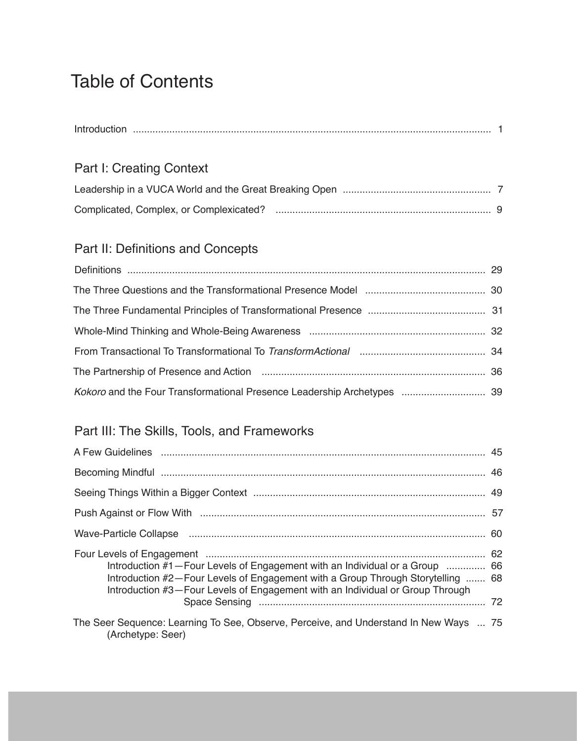# Table of Contents

Introduction ..... 1

## Part I: Creating Context

Leadership in a VUCA World and the Great Breaking Open ..... 7

Complicated, Complex, or Complexicated? ..... 9

## Part II: Definitions and Concepts

Definitions ..... 29

The Three Questions and the Transformational Presence Model ..... 30

The Three Fundamental Principles of Transformational Presence ..... 31

Whole-Mind Thinking and Whole-Being Awareness ..... 32

From Transactional To Transformational To *TransformActional* ..... 34

The Partnership of Presence and Action ..... 36

*Kokoro* and the Four Transformational Presence Leadership Archetypes ..... 39

## Part III: The Skills, Tools, and Frameworks

A Few Guidelines ..... 45

Becoming Mindful ..... 46

Seeing Things Within a Bigger Context ..... 49

Push Against or Flow With ..... 57

Wave-Particle Collapse ..... 60

Four Levels of Engagement ..... 62
- Introduction #1—Four Levels of Engagement with an Individual or a Group ..... 66
- Introduction #2—Four Levels of Engagement with a Group Through Storytelling ..... 68
- Introduction #3—Four Levels of Engagement with an Individual or Group Through Space Sensing ..... 72

The Seer Sequence: Learning To See, Observe, Perceive, and Understand In New Ways ..... 75
(Archetype: Seer)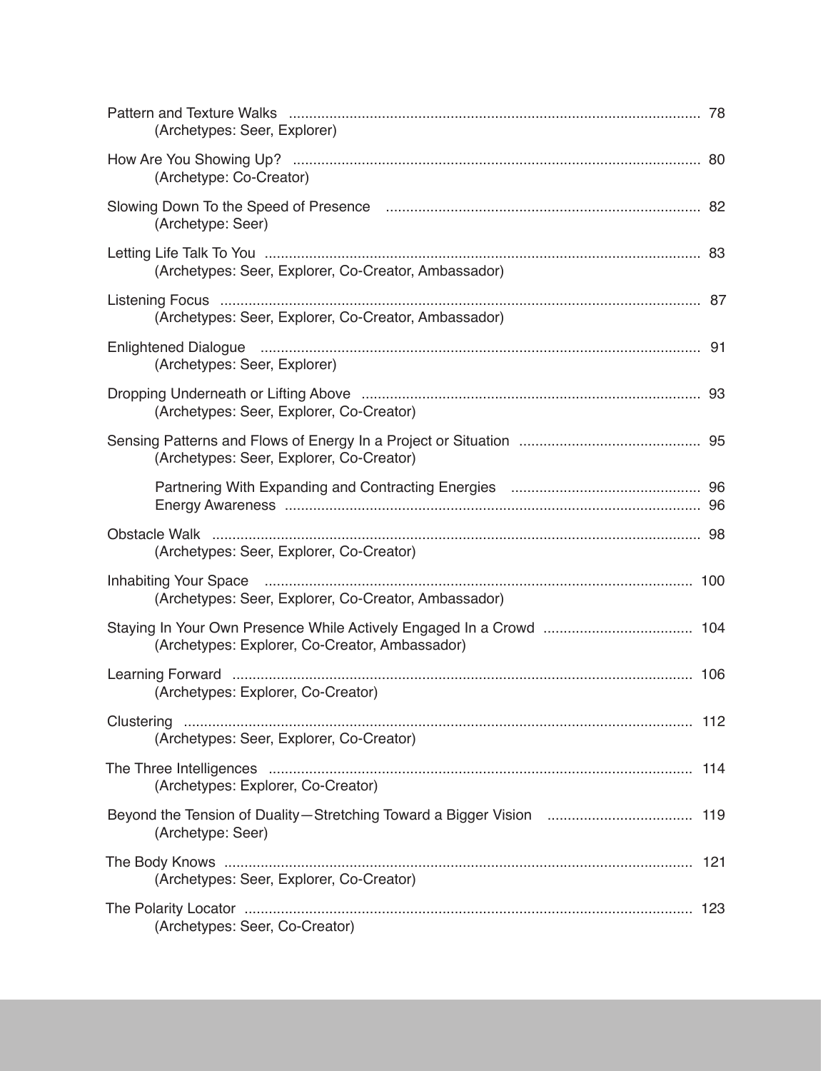Pattern and Texture Walks ........ 78
(Archetypes: Seer, Explorer)

How Are You Showing Up? ........ 80
(Archetype: Co-Creator)

Slowing Down To the Speed of Presence ........ 82
(Archetype: Seer)

Letting Life Talk To You ........ 83
(Archetypes: Seer, Explorer, Co-Creator, Ambassador)

Listening Focus ........ 87
(Archetypes: Seer, Explorer, Co-Creator, Ambassador)

Enlightened Dialogue ........ 91
(Archetypes: Seer, Explorer)

Dropping Underneath or Lifting Above ........ 93
(Archetypes: Seer, Explorer, Co-Creator)

Sensing Patterns and Flows of Energy In a Project or Situation ........ 95
(Archetypes: Seer, Explorer, Co-Creator)

- Partnering With Expanding and Contracting Energies ........ 96
- Energy Awareness ........ 96

Obstacle Walk ........ 98
(Archetypes: Seer, Explorer, Co-Creator)

Inhabiting Your Space ........ 100
(Archetypes: Seer, Explorer, Co-Creator, Ambassador)

Staying In Your Own Presence While Actively Engaged In a Crowd ........ 104
(Archetypes: Explorer, Co-Creator, Ambassador)

Learning Forward ........ 106
(Archetypes: Explorer, Co-Creator)

Clustering ........ 112
(Archetypes: Seer, Explorer, Co-Creator)

The Three Intelligences ........ 114
(Archetypes: Explorer, Co-Creator)

Beyond the Tension of Duality—Stretching Toward a Bigger Vision ........ 119
(Archetype: Seer)

The Body Knows ........ 121
(Archetypes: Seer, Explorer, Co-Creator)

The Polarity Locator ........ 123
(Archetypes: Seer, Co-Creator)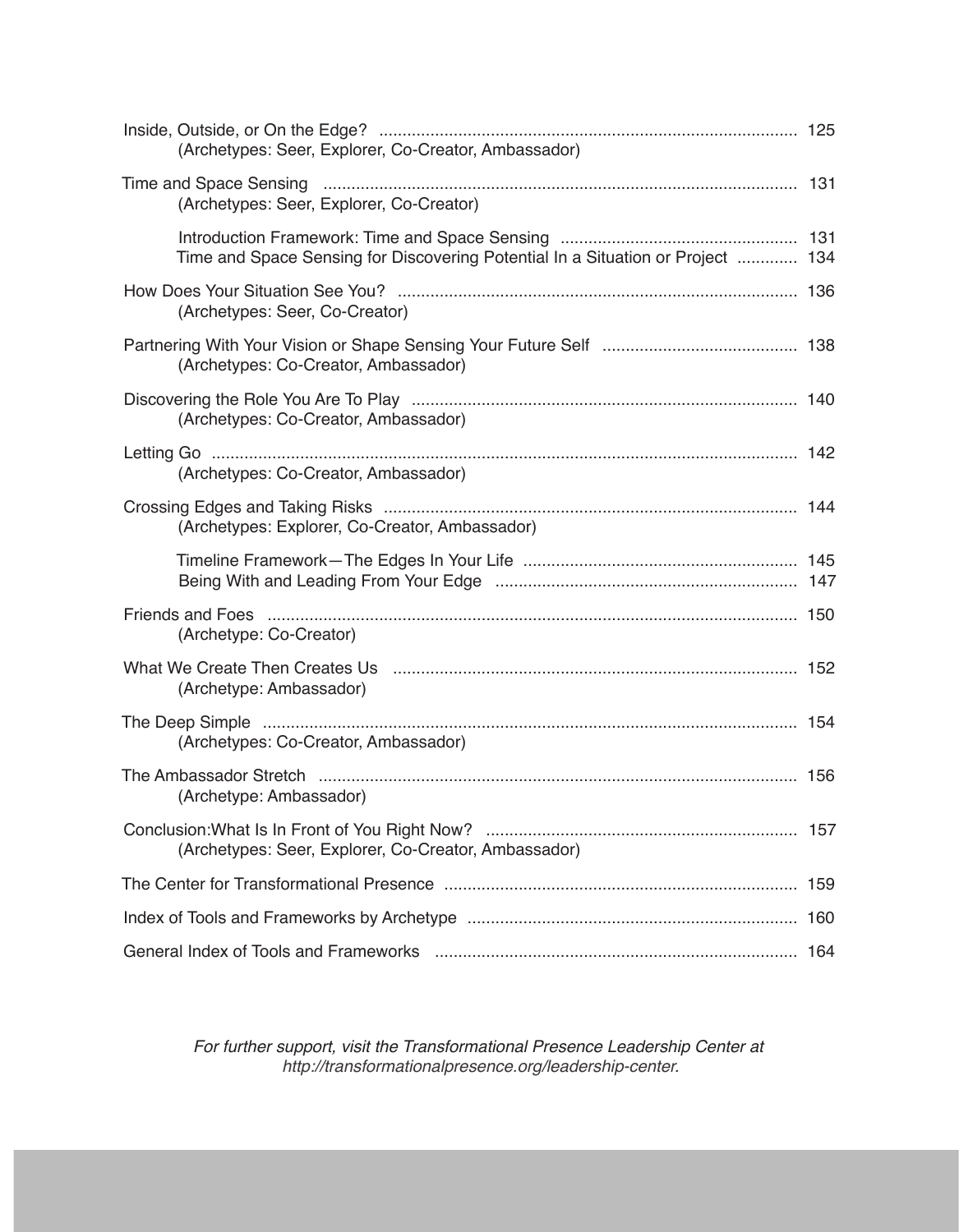Inside, Outside, or On the Edge? ........................................................................................ 125
(Archetypes: Seer, Explorer, Co-Creator, Ambassador)

Time and Space Sensing ...................................................................................................... 131
(Archetypes: Seer, Explorer, Co-Creator)

Introduction Framework: Time and Space Sensing .................................................. 131
Time and Space Sensing for Discovering Potential In a Situation or Project ............. 134

How Does Your Situation See You? ...................................................................................... 136
(Archetypes: Seer, Co-Creator)

Partnering With Your Vision or Shape Sensing Your Future Self .......................................... 138
(Archetypes: Co-Creator, Ambassador)

Discovering the Role You Are To Play .................................................................................. 140
(Archetypes: Co-Creator, Ambassador)

Letting Go ............................................................................................................................. 142
(Archetypes: Co-Creator, Ambassador)

Crossing Edges and Taking Risks ........................................................................................ 144
(Archetypes: Explorer, Co-Creator, Ambassador)

Timeline Framework—The Edges In Your Life .......................................................... 145
Being With and Leading From Your Edge ................................................................ 147

Friends and Foes ................................................................................................................... 150
(Archetype: Co-Creator)

What We Create Then Creates Us ....................................................................................... 152
(Archetype: Ambassador)

The Deep Simple .................................................................................................................. 154
(Archetypes: Co-Creator, Ambassador)

The Ambassador Stretch ...................................................................................................... 156
(Archetype: Ambassador)

Conclusion: What Is In Front of You Right Now? .................................................................. 157
(Archetypes: Seer, Explorer, Co-Creator, Ambassador)

The Center for Transformational Presence ........................................................................... 159

Index of Tools and Frameworks by Archetype ...................................................................... 160

General Index of Tools and Frameworks ............................................................................. 164

*For further support, visit the Transformational Presence Leadership Center at http://transformationalpresence.org/leadership-center.*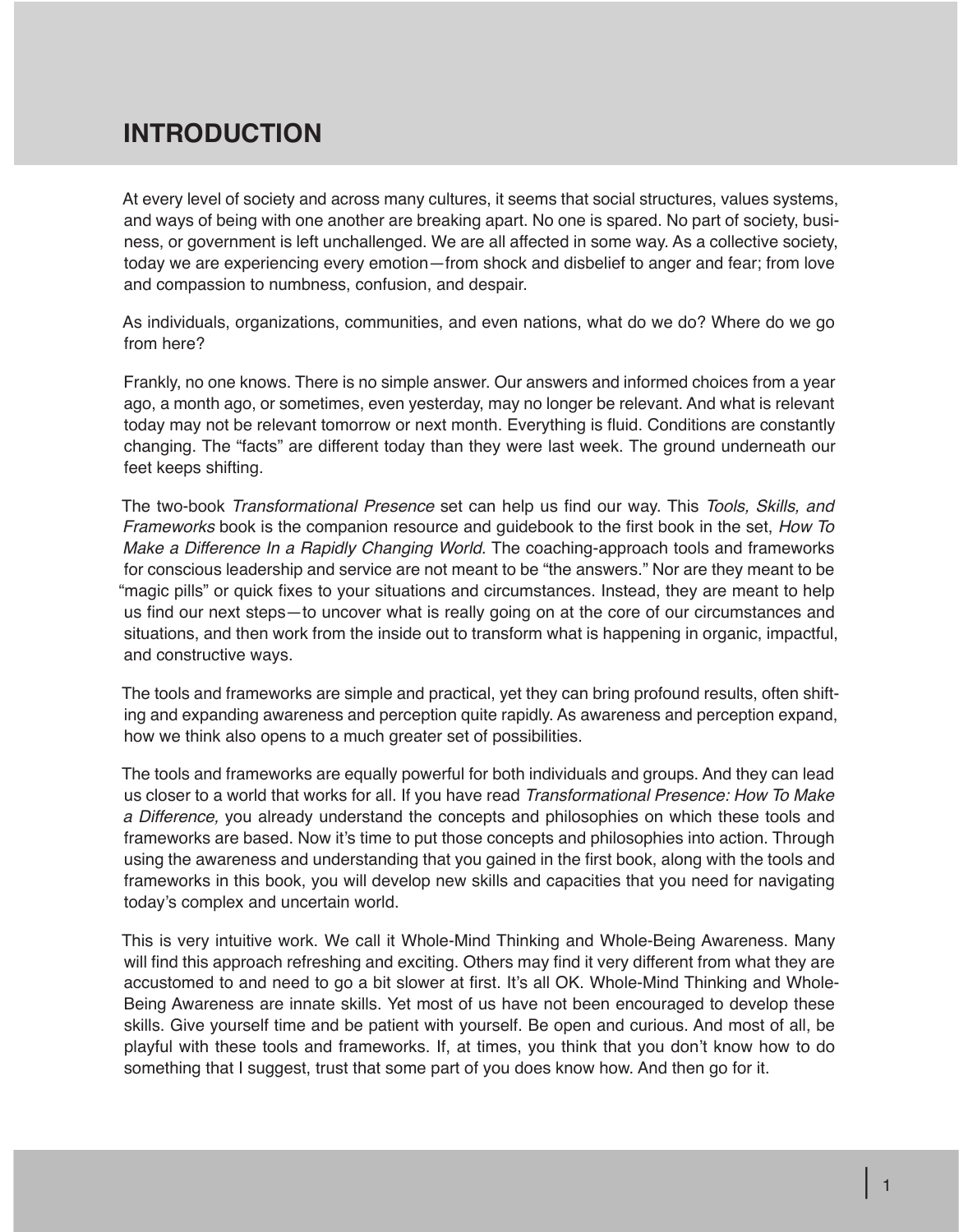# INTRODUCTION

At every level of society and across many cultures, it seems that social structures, values systems, and ways of being with one another are breaking apart. No one is spared. No part of society, business, or government is left unchallenged. We are all affected in some way. As a collective society, today we are experiencing every emotion—from shock and disbelief to anger and fear; from love and compassion to numbness, confusion, and despair.

As individuals, organizations, communities, and even nations, what do we do? Where do we go from here?

Frankly, no one knows. There is no simple answer. Our answers and informed choices from a year ago, a month ago, or sometimes, even yesterday, may no longer be relevant. And what is relevant today may not be relevant tomorrow or next month. Everything is fluid. Conditions are constantly changing. The "facts" are different today than they were last week. The ground underneath our feet keeps shifting.

The two-book *Transformational Presence* set can help us find our way. This *Tools, Skills, and Frameworks* book is the companion resource and guidebook to the first book in the set, *How To Make a Difference In a Rapidly Changing World.* The coaching-approach tools and frameworks for conscious leadership and service are not meant to be "the answers." Nor are they meant to be "magic pills" or quick fixes to your situations and circumstances. Instead, they are meant to help us find our next steps—to uncover what is really going on at the core of our circumstances and situations, and then work from the inside out to transform what is happening in organic, impactful, and constructive ways.

The tools and frameworks are simple and practical, yet they can bring profound results, often shifting and expanding awareness and perception quite rapidly. As awareness and perception expand, how we think also opens to a much greater set of possibilities.

The tools and frameworks are equally powerful for both individuals and groups. And they can lead us closer to a world that works for all. If you have read *Transformational Presence: How To Make a Difference,* you already understand the concepts and philosophies on which these tools and frameworks are based. Now it's time to put those concepts and philosophies into action. Through using the awareness and understanding that you gained in the first book, along with the tools and frameworks in this book, you will develop new skills and capacities that you need for navigating today's complex and uncertain world.

This is very intuitive work. We call it Whole-Mind Thinking and Whole-Being Awareness. Many will find this approach refreshing and exciting. Others may find it very different from what they are accustomed to and need to go a bit slower at first. It's all OK. Whole-Mind Thinking and Whole-Being Awareness are innate skills. Yet most of us have not been encouraged to develop these skills. Give yourself time and be patient with yourself. Be open and curious. And most of all, be playful with these tools and frameworks. If, at times, you think that you don't know how to do something that I suggest, trust that some part of you does know how. And then go for it.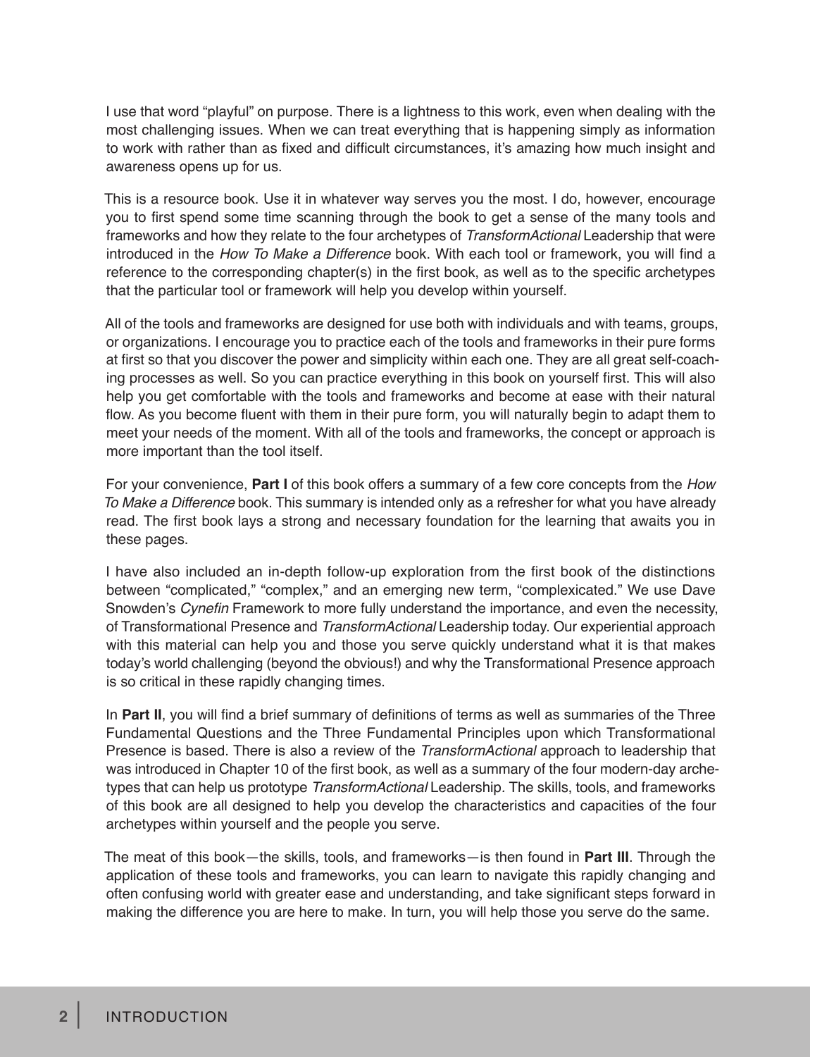I use that word "playful" on purpose. There is a lightness to this work, even when dealing with the most challenging issues. When we can treat everything that is happening simply as information to work with rather than as fixed and difficult circumstances, it's amazing how much insight and awareness opens up for us.

This is a resource book. Use it in whatever way serves you the most. I do, however, encourage you to first spend some time scanning through the book to get a sense of the many tools and frameworks and how they relate to the four archetypes of *TransformActional* Leadership that were introduced in the *How To Make a Difference* book. With each tool or framework, you will find a reference to the corresponding chapter(s) in the first book, as well as to the specific archetypes that the particular tool or framework will help you develop within yourself.

All of the tools and frameworks are designed for use both with individuals and with teams, groups, or organizations. I encourage you to practice each of the tools and frameworks in their pure forms at first so that you discover the power and simplicity within each one. They are all great self-coaching processes as well. So you can practice everything in this book on yourself first. This will also help you get comfortable with the tools and frameworks and become at ease with their natural flow. As you become fluent with them in their pure form, you will naturally begin to adapt them to meet your needs of the moment. With all of the tools and frameworks, the concept or approach is more important than the tool itself.

For your convenience, **Part I** of this book offers a summary of a few core concepts from the *How To Make a Difference* book. This summary is intended only as a refresher for what you have already read. The first book lays a strong and necessary foundation for the learning that awaits you in these pages.

I have also included an in-depth follow-up exploration from the first book of the distinctions between "complicated," "complex," and an emerging new term, "complexicated." We use Dave Snowden's *Cynefin* Framework to more fully understand the importance, and even the necessity, of Transformational Presence and *TransformActional* Leadership today. Our experiential approach with this material can help you and those you serve quickly understand what it is that makes today's world challenging (beyond the obvious!) and why the Transformational Presence approach is so critical in these rapidly changing times.

In **Part II**, you will find a brief summary of definitions of terms as well as summaries of the Three Fundamental Questions and the Three Fundamental Principles upon which Transformational Presence is based. There is also a review of the *TransformActional* approach to leadership that was introduced in Chapter 10 of the first book, as well as a summary of the four modern-day archetypes that can help us prototype *TransformActional* Leadership. The skills, tools, and frameworks of this book are all designed to help you develop the characteristics and capacities of the four archetypes within yourself and the people you serve.

The meat of this book—the skills, tools, and frameworks—is then found in **Part III**. Through the application of these tools and frameworks, you can learn to navigate this rapidly changing and often confusing world with greater ease and understanding, and take significant steps forward in making the difference you are here to make. In turn, you will help those you serve do the same.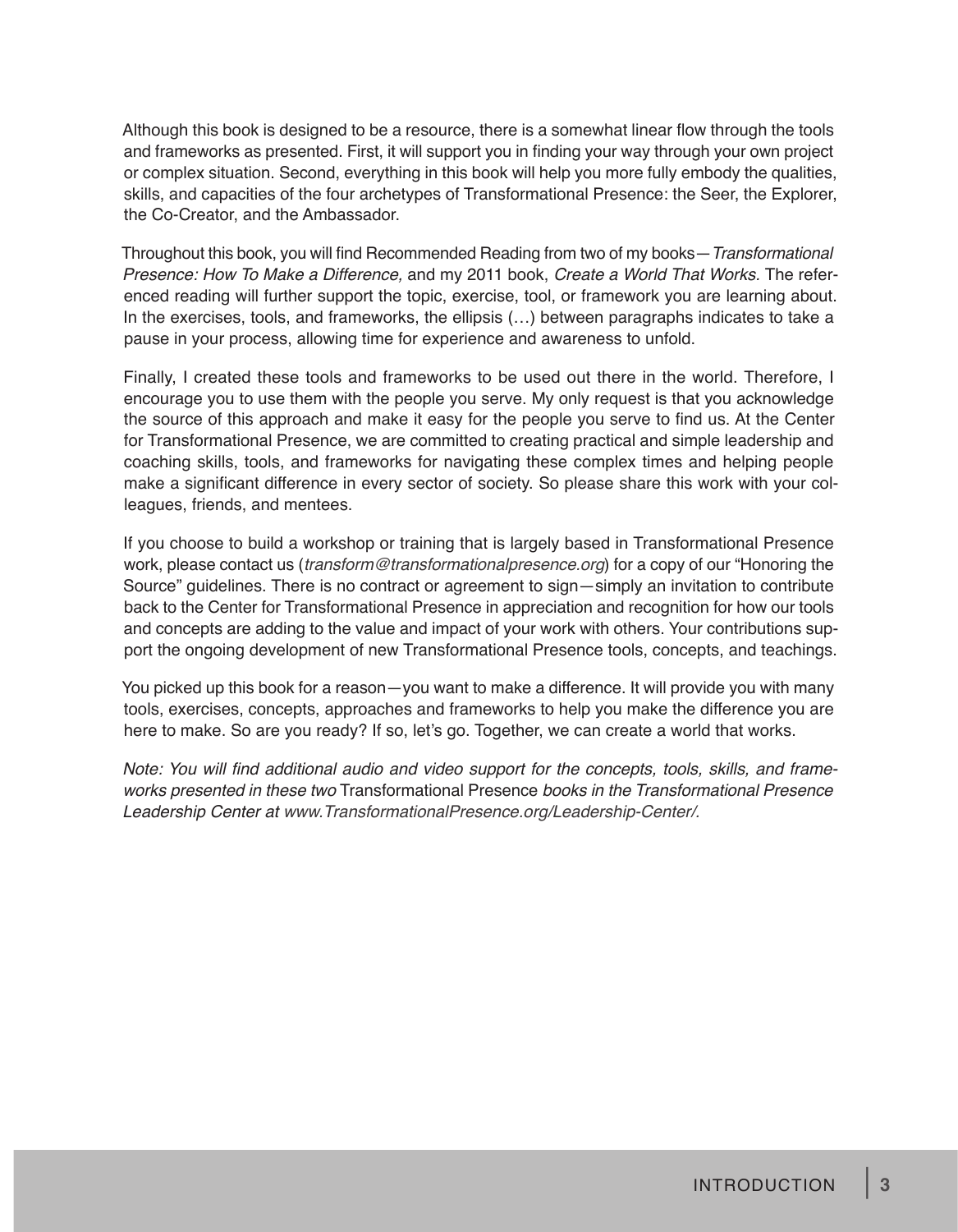Although this book is designed to be a resource, there is a somewhat linear flow through the tools and frameworks as presented. First, it will support you in finding your way through your own project or complex situation. Second, everything in this book will help you more fully embody the qualities, skills, and capacities of the four archetypes of Transformational Presence: the Seer, the Explorer, the Co-Creator, and the Ambassador.

Throughout this book, you will find Recommended Reading from two of my books—*Transformational Presence: How To Make a Difference,* and my 2011 book, *Create a World That Works*. The referenced reading will further support the topic, exercise, tool, or framework you are learning about. In the exercises, tools, and frameworks, the ellipsis (…) between paragraphs indicates to take a pause in your process, allowing time for experience and awareness to unfold.

Finally, I created these tools and frameworks to be used out there in the world. Therefore, I encourage you to use them with the people you serve. My only request is that you acknowledge the source of this approach and make it easy for the people you serve to find us. At the Center for Transformational Presence, we are committed to creating practical and simple leadership and coaching skills, tools, and frameworks for navigating these complex times and helping people make a significant difference in every sector of society. So please share this work with your colleagues, friends, and mentees.

If you choose to build a workshop or training that is largely based in Transformational Presence work, please contact us (*transform@transformationalpresence.org*) for a copy of our "Honoring the Source" guidelines. There is no contract or agreement to sign—simply an invitation to contribute back to the Center for Transformational Presence in appreciation and recognition for how our tools and concepts are adding to the value and impact of your work with others. Your contributions support the ongoing development of new Transformational Presence tools, concepts, and teachings.

You picked up this book for a reason—you want to make a difference. It will provide you with many tools, exercises, concepts, approaches and frameworks to help you make the difference you are here to make. So are you ready? If so, let's go. Together, we can create a world that works.

*Note: You will find additional audio and video support for the concepts, tools, skills, and frameworks presented in these two* Transformational Presence *books in the Transformational Presence Leadership Center at www.TransformationalPresence.org/Leadership-Center/.*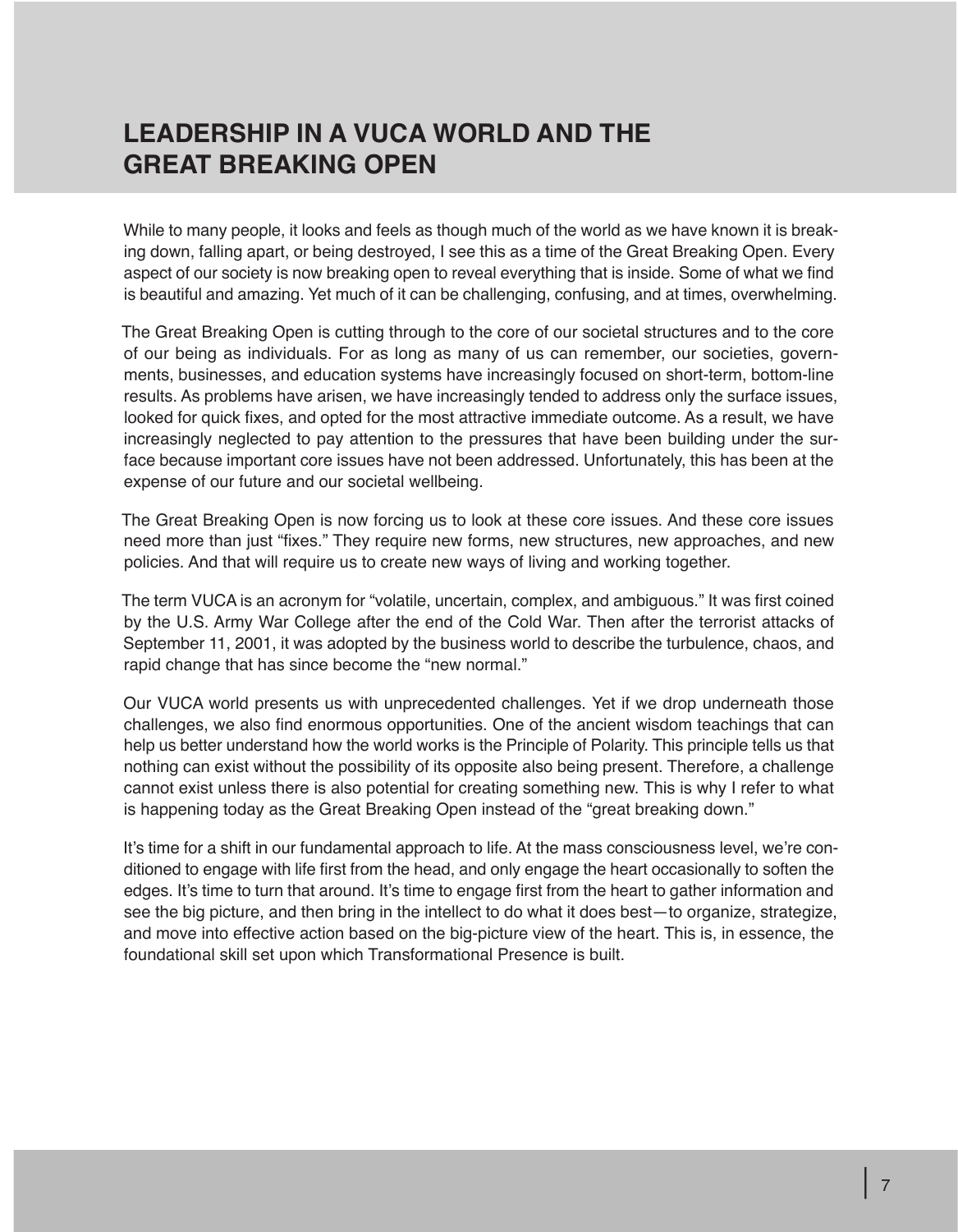# LEADERSHIP IN A VUCA WORLD AND THE GREAT BREAKING OPEN

While to many people, it looks and feels as though much of the world as we have known it is breaking down, falling apart, or being destroyed, I see this as a time of the Great Breaking Open. Every aspect of our society is now breaking open to reveal everything that is inside. Some of what we find is beautiful and amazing. Yet much of it can be challenging, confusing, and at times, overwhelming.

The Great Breaking Open is cutting through to the core of our societal structures and to the core of our being as individuals. For as long as many of us can remember, our societies, governments, businesses, and education systems have increasingly focused on short-term, bottom-line results. As problems have arisen, we have increasingly tended to address only the surface issues, looked for quick fixes, and opted for the most attractive immediate outcome. As a result, we have increasingly neglected to pay attention to the pressures that have been building under the surface because important core issues have not been addressed. Unfortunately, this has been at the expense of our future and our societal wellbeing.

The Great Breaking Open is now forcing us to look at these core issues. And these core issues need more than just "fixes." They require new forms, new structures, new approaches, and new policies. And that will require us to create new ways of living and working together.

The term VUCA is an acronym for "volatile, uncertain, complex, and ambiguous." It was first coined by the U.S. Army War College after the end of the Cold War. Then after the terrorist attacks of September 11, 2001, it was adopted by the business world to describe the turbulence, chaos, and rapid change that has since become the "new normal."

Our VUCA world presents us with unprecedented challenges. Yet if we drop underneath those challenges, we also find enormous opportunities. One of the ancient wisdom teachings that can help us better understand how the world works is the Principle of Polarity. This principle tells us that nothing can exist without the possibility of its opposite also being present. Therefore, a challenge cannot exist unless there is also potential for creating something new. This is why I refer to what is happening today as the Great Breaking Open instead of the "great breaking down."

It's time for a shift in our fundamental approach to life. At the mass consciousness level, we're conditioned to engage with life first from the head, and only engage the heart occasionally to soften the edges. It's time to turn that around. It's time to engage first from the heart to gather information and see the big picture, and then bring in the intellect to do what it does best—to organize, strategize, and move into effective action based on the big-picture view of the heart. This is, in essence, the foundational skill set upon which Transformational Presence is built.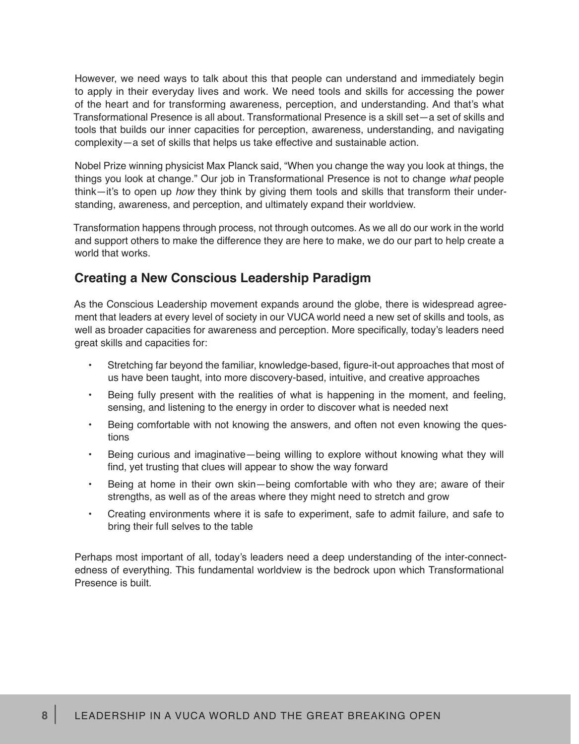However, we need ways to talk about this that people can understand and immediately begin to apply in their everyday lives and work. We need tools and skills for accessing the power of the heart and for transforming awareness, perception, and understanding. And that's what Transformational Presence is all about. Transformational Presence is a skill set—a set of skills and tools that builds our inner capacities for perception, awareness, understanding, and navigating complexity—a set of skills that helps us take effective and sustainable action.

Nobel Prize winning physicist Max Planck said, "When you change the way you look at things, the things you look at change." Our job in Transformational Presence is not to change *what* people think—it's to open up *how* they think by giving them tools and skills that transform their understanding, awareness, and perception, and ultimately expand their worldview.

Transformation happens through process, not through outcomes. As we all do our work in the world and support others to make the difference they are here to make, we do our part to help create a world that works.

## Creating a New Conscious Leadership Paradigm

As the Conscious Leadership movement expands around the globe, there is widespread agreement that leaders at every level of society in our VUCA world need a new set of skills and tools, as well as broader capacities for awareness and perception. More specifically, today's leaders need great skills and capacities for:

- Stretching far beyond the familiar, knowledge-based, figure-it-out approaches that most of us have been taught, into more discovery-based, intuitive, and creative approaches
- Being fully present with the realities of what is happening in the moment, and feeling, sensing, and listening to the energy in order to discover what is needed next
- Being comfortable with not knowing the answers, and often not even knowing the questions
- Being curious and imaginative—being willing to explore without knowing what they will find, yet trusting that clues will appear to show the way forward
- Being at home in their own skin—being comfortable with who they are; aware of their strengths, as well as of the areas where they might need to stretch and grow
- Creating environments where it is safe to experiment, safe to admit failure, and safe to bring their full selves to the table

Perhaps most important of all, today's leaders need a deep understanding of the inter-connectedness of everything. This fundamental worldview is the bedrock upon which Transformational Presence is built.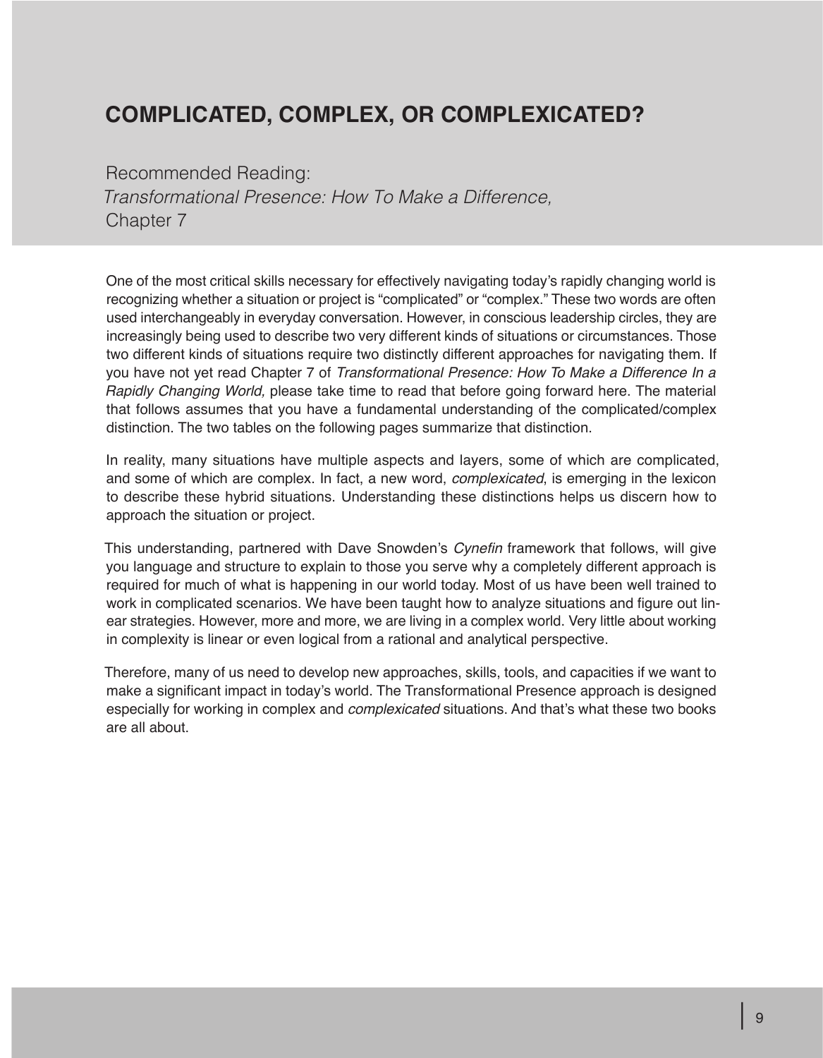# COMPLICATED, COMPLEX, OR COMPLEXICATED?

Recommended Reading:
*Transformational Presence: How To Make a Difference,*
Chapter 7

One of the most critical skills necessary for effectively navigating today's rapidly changing world is recognizing whether a situation or project is "complicated" or "complex." These two words are often used interchangeably in everyday conversation. However, in conscious leadership circles, they are increasingly being used to describe two very different kinds of situations or circumstances. Those two different kinds of situations require two distinctly different approaches for navigating them. If you have not yet read Chapter 7 of *Transformational Presence: How To Make a Difference In a Rapidly Changing World,* please take time to read that before going forward here. The material that follows assumes that you have a fundamental understanding of the complicated/complex distinction. The two tables on the following pages summarize that distinction.

In reality, many situations have multiple aspects and layers, some of which are complicated, and some of which are complex. In fact, a new word, *complexicated*, is emerging in the lexicon to describe these hybrid situations. Understanding these distinctions helps us discern how to approach the situation or project.

This understanding, partnered with Dave Snowden's *Cynefin* framework that follows, will give you language and structure to explain to those you serve why a completely different approach is required for much of what is happening in our world today. Most of us have been well trained to work in complicated scenarios. We have been taught how to analyze situations and figure out linear strategies. However, more and more, we are living in a complex world. Very little about working in complexity is linear or even logical from a rational and analytical perspective.

Therefore, many of us need to develop new approaches, skills, tools, and capacities if we want to make a significant impact in today's world. The Transformational Presence approach is designed especially for working in complex and *complexicated* situations. And that's what these two books are all about.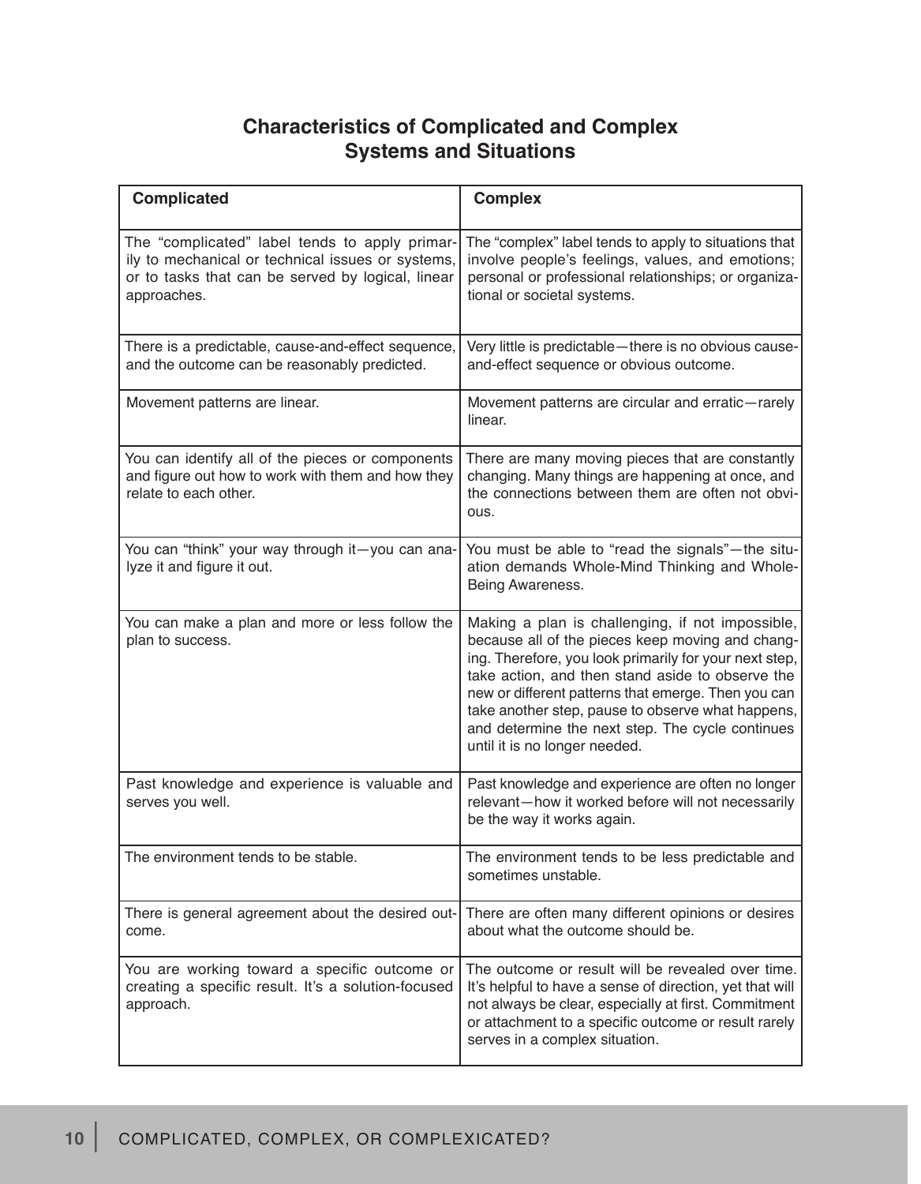## Characteristics of Complicated and Complex Systems and Situations

| Complicated | Complex |
|---|---|
| The "complicated" label tends to apply primarily to mechanical or technical issues or systems, or to tasks that can be served by logical, linear approaches. | The "complex" label tends to apply to situations that involve people's feelings, values, and emotions; personal or professional relationships; or organizational or societal systems. |
| There is a predictable, cause-and-effect sequence, and the outcome can be reasonably predicted. | Very little is predictable—there is no obvious cause-and-effect sequence or obvious outcome. |
| Movement patterns are linear. | Movement patterns are circular and erratic—rarely linear. |
| You can identify all of the pieces or components and figure out how to work with them and how they relate to each other. | There are many moving pieces that are constantly changing. Many things are happening at once, and the connections between them are often not obvious. |
| You can "think" your way through it—you can analyze it and figure it out. | You must be able to "read the signals"—the situation demands Whole-Mind Thinking and Whole-Being Awareness. |
| You can make a plan and more or less follow the plan to success. | Making a plan is challenging, if not impossible, because all of the pieces keep moving and changing. Therefore, you look primarily for your next step, take action, and then stand aside to observe the new or different patterns that emerge. Then you can take another step, pause to observe what happens, and determine the next step. The cycle continues until it is no longer needed. |
| Past knowledge and experience is valuable and serves you well. | Past knowledge and experience are often no longer relevant—how it worked before will not necessarily be the way it works again. |
| The environment tends to be stable. | The environment tends to be less predictable and sometimes unstable. |
| There is general agreement about the desired outcome. | There are often many different opinions or desires about what the outcome should be. |
| You are working toward a specific outcome or creating a specific result. It's a solution-focused approach. | The outcome or result will be revealed over time. It's helpful to have a sense of direction, yet that will not always be clear, especially at first. Commitment or attachment to a specific outcome or result rarely serves in a complex situation. |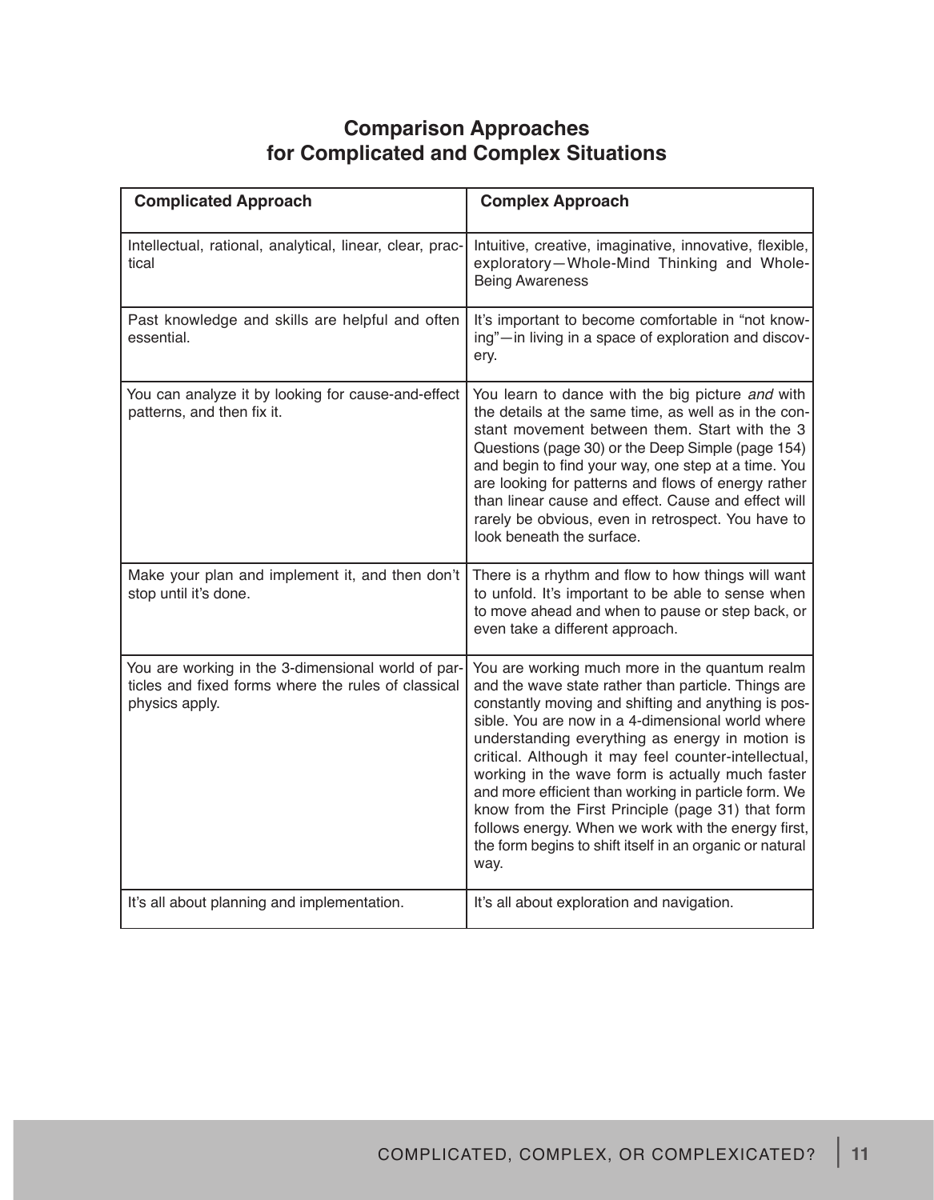## Comparison Approaches for Complicated and Complex Situations

| Complicated Approach | Complex Approach |
|---|---|
| Intellectual, rational, analytical, linear, clear, practical | Intuitive, creative, imaginative, innovative, flexible, exploratory—Whole-Mind Thinking and Whole-Being Awareness |
| Past knowledge and skills are helpful and often essential. | It's important to become comfortable in "not knowing"—in living in a space of exploration and discovery. |
| You can analyze it by looking for cause-and-effect patterns, and then fix it. | You learn to dance with the big picture *and* with the details at the same time, as well as in the constant movement between them. Start with the 3 Questions (page 30) or the Deep Simple (page 154) and begin to find your way, one step at a time. You are looking for patterns and flows of energy rather than linear cause and effect. Cause and effect will rarely be obvious, even in retrospect. You have to look beneath the surface. |
| Make your plan and implement it, and then don't stop until it's done. | There is a rhythm and flow to how things will want to unfold. It's important to be able to sense when to move ahead and when to pause or step back, or even take a different approach. |
| You are working in the 3-dimensional world of particles and fixed forms where the rules of classical physics apply. | You are working much more in the quantum realm and the wave state rather than particle. Things are constantly moving and shifting and anything is possible. You are now in a 4-dimensional world where understanding everything as energy in motion is critical. Although it may feel counter-intellectual, working in the wave form is actually much faster and more efficient than working in particle form. We know from the First Principle (page 31) that form follows energy. When we work with the energy first, the form begins to shift itself in an organic or natural way. |
| It's all about planning and implementation. | It's all about exploration and navigation. |